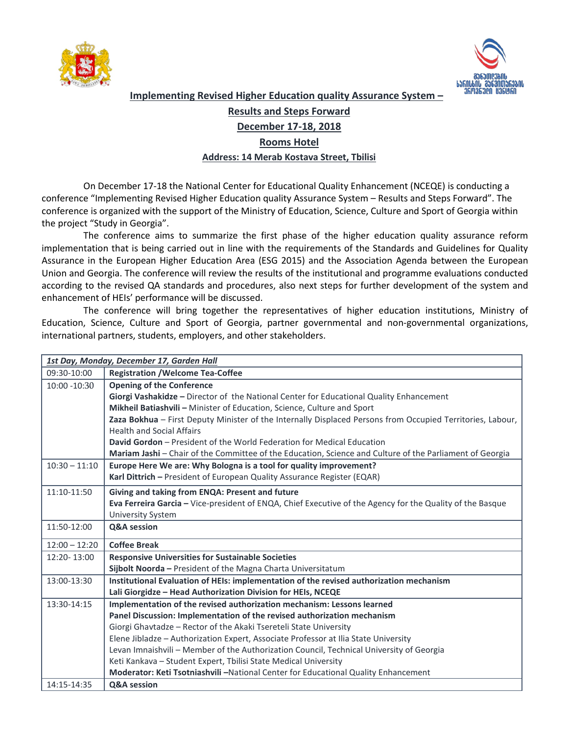**Implementing Revised Higher Education quality Assurance System –**

**Results and Steps Forward**

**December 17-18, 2018**

**Rooms Hotel**

**Address: 14 Merab Kostava Street, Tbilisi**

On December 17-18 the National Center for Educational Quality Enhancement (NCEQE) is conducting a conference "Implementing Revised Higher Education quality Assurance System – Results and Steps Forward". The conference is organized with the support of the Ministry of Education, Science, Culture and Sport of Georgia within the project "Study in Georgia".

The conference aims to summarize the first phase of the higher education quality assurance reform implementation that is being carried out in line with the requirements of the Standards and Guidelines for Quality Assurance in the European Higher Education Area (ESG 2015) and the Association Agenda between the European Union and Georgia. The conference will review the results of the institutional and programme evaluations conducted according to the revised QA standards and procedures, also next steps for further development of the system and enhancement of HEIs' performance will be discussed.

The conference will bring together the representatives of higher education institutions, Ministry of Education, Science, Culture and Sport of Georgia, partner governmental and non-governmental organizations, international partners, students, employers, and other stakeholders.

| ***1st Day, Monday, December 17, Garden Hall*** | |
|---|---|
| 09:30-10:00 | **Registration /Welcome Tea-Coffee** |
| 10:00 -10:30 | **Opening of the Conference**<br>**Giorgi Vashakidze –** Director of the National Center for Educational Quality Enhancement<br>**Mikheil Batiashvili –** Minister of Education, Science, Culture and Sport<br>**Zaza Bokhua** – First Deputy Minister of the Internally Displaced Persons from Occupied Territories, Labour, Health and Social Affairs<br>**David Gordon** – President of the World Federation for Medical Education<br>**Mariam Jashi** – Chair of the Committee of the Education, Science and Culture of the Parliament of Georgia |
| 10:30 – 11:10 | **Europe Here We are: Why Bologna is a tool for quality improvement?**<br>**Karl Dittrich –** President of European Quality Assurance Register (EQAR) |
| 11:10-11:50 | **Giving and taking from ENQA: Present and future**<br>**Eva Ferreira Garcia –** Vice-president of ENQA, Chief Executive of the Agency for the Quality of the Basque University System |
| 11:50-12:00 | **Q&A session** |
| 12:00 – 12:20 | **Coffee Break** |
| 12:20- 13:00 | **Responsive Universities for Sustainable Societies**<br>**Sijbolt Noorda –** President of the Magna Charta Universitatum |
| 13:00-13:30 | **Institutional Evaluation of HEIs: implementation of the revised authorization mechanism**<br>**Lali Giorgidze – Head Authorization Division for HEIs, NCEQE** |
| 13:30-14:15 | **Implementation of the revised authorization mechanism: Lessons learned**<br>**Panel Discussion: Implementation of the revised authorization mechanism**<br>Giorgi Ghavtadze – Rector of the Akaki Tsereteli State University<br>Elene Jibladze – Authorization Expert, Associate Professor at Ilia State University<br>Levan Imnaishvili – Member of the Authorization Council, Technical University of Georgia<br>Keti Kankava – Student Expert, Tbilisi State Medical University<br>**Moderator: Keti Tsotniashvili –**National Center for Educational Quality Enhancement |
| 14:15-14:35 | **Q&A session** |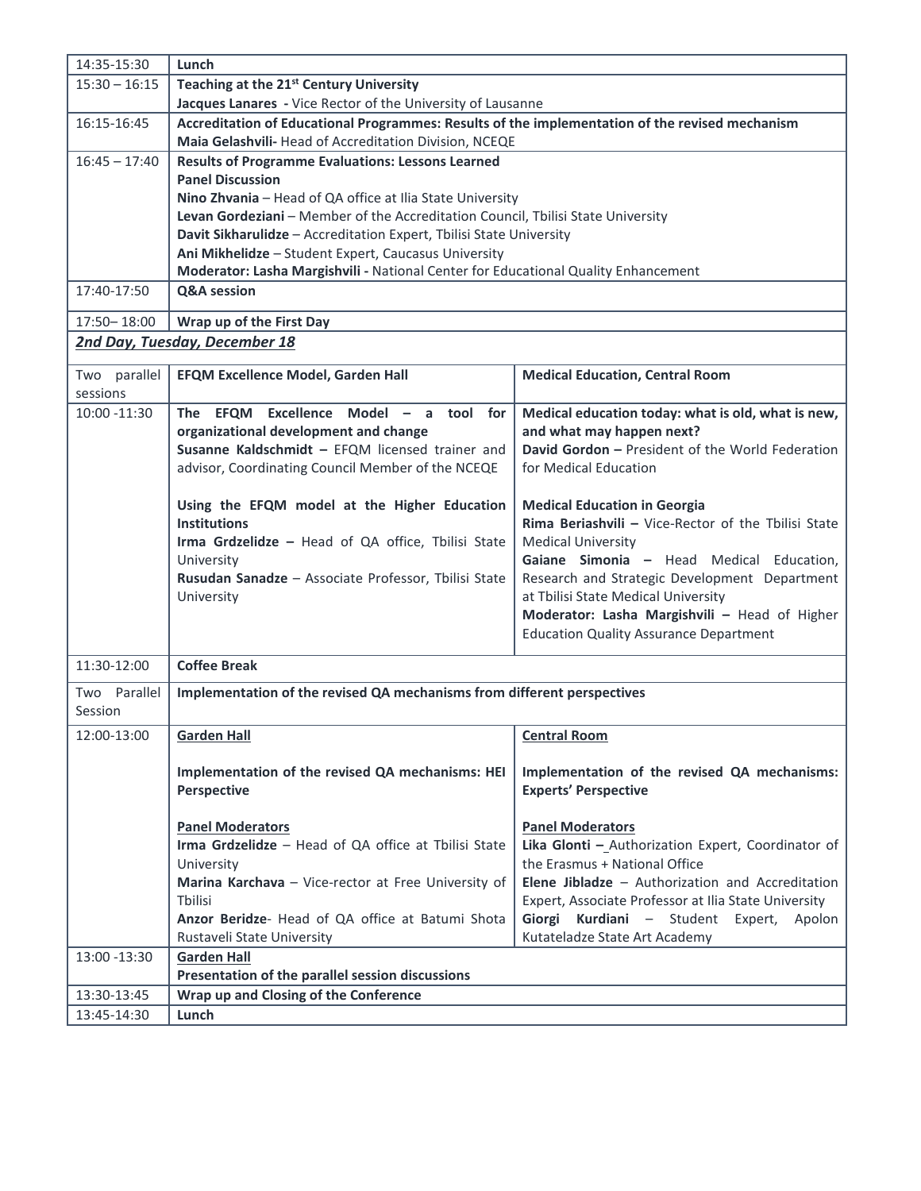| | | |
|---|---|---|
| 14:35-15:30 | **Lunch** | |
| 15:30 – 16:15 | **Teaching at the 21st Century University**<br>**Jacques Lanares -** Vice Rector of the University of Lausanne | |
| 16:15-16:45 | **Accreditation of Educational Programmes: Results of the implementation of the revised mechanism**<br>**Maia Gelashvili-** Head of Accreditation Division, NCEQE | |
| 16:45 – 17:40 | **Results of Programme Evaluations: Lessons Learned**<br>**Panel Discussion**<br>**Nino Zhvania** – Head of QA office at Ilia State University<br>**Levan Gordeziani** – Member of the Accreditation Council, Tbilisi State University<br>**Davit Sikharulidze** – Accreditation Expert, Tbilisi State University<br>**Ani Mikhelidze** – Student Expert, Caucasus University<br>**Moderator: Lasha Margishvili -** National Center for Educational Quality Enhancement | |
| 17:40-17:50 | **Q&A session** | |
| 17:50– 18:00 | **Wrap up of the First Day** | |
| ***2nd Day, Tuesday, December 18*** | | |
| Two parallel sessions | **EFQM Excellence Model, Garden Hall** | **Medical Education, Central Room** |
| 10:00 -11:30 | **The EFQM Excellence Model – a tool for organizational development and change**<br>**Susanne Kaldschmidt –** EFQM licensed trainer and advisor, Coordinating Council Member of the NCEQE<br><br>**Using the EFQM model at the Higher Education Institutions**<br>**Irma Grdzelidze –** Head of QA office, Tbilisi State University<br>**Rusudan Sanadze** – Associate Professor, Tbilisi State University | **Medical education today: what is old, what is new, and what may happen next?**<br>**David Gordon –** President of the World Federation for Medical Education<br><br>**Medical Education in Georgia**<br>**Rima Beriashvili –** Vice-Rector of the Tbilisi State Medical University<br>**Gaiane Simonia –** Head Medical Education, Research and Strategic Development Department at Tbilisi State Medical University<br>**Moderator: Lasha Margishvili –** Head of Higher Education Quality Assurance Department |
| 11:30-12:00 | **Coffee Break** | |
| Two Parallel Session | **Implementation of the revised QA mechanisms from different perspectives** | |
| 12:00-13:00 | **Garden Hall**<br><br>**Implementation of the revised QA mechanisms: HEI Perspective**<br><br>**Panel Moderators**<br>**Irma Grdzelidze** – Head of QA office at Tbilisi State University<br>**Marina Karchava** – Vice-rector at Free University of Tbilisi<br>**Anzor Beridze**- Head of QA office at Batumi Shota Rustaveli State University | **Central Room**<br><br>**Implementation of the revised QA mechanisms: Experts' Perspective**<br><br>**Panel Moderators**<br>**Lika Glonti –** Authorization Expert, Coordinator of the Erasmus + National Office<br>**Elene Jibladze** – Authorization and Accreditation Expert, Associate Professor at Ilia State University<br>**Giorgi Kurdiani** – Student Expert, Apolon Kutateladze State Art Academy |
| 13:00 -13:30 | **Garden Hall**<br>**Presentation of the parallel session discussions** | |
| 13:30-13:45 | **Wrap up and Closing of the Conference** | |
| 13:45-14:30 | **Lunch** | |